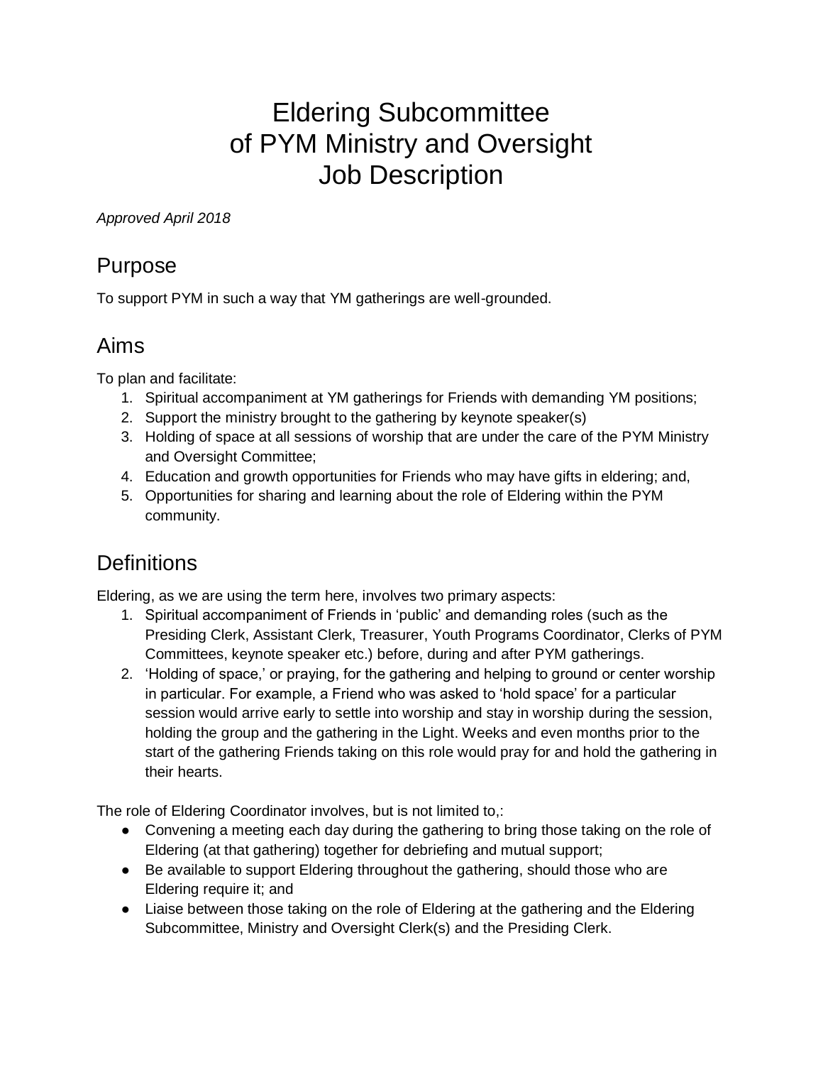# Eldering Subcommittee of PYM Ministry and Oversight Job Description

*Approved April 2018*

## Purpose

To support PYM in such a way that YM gatherings are well-grounded.

## Aims

To plan and facilitate:

1. Spiritual accompaniment at YM gatherings for Friends with demanding YM positions;
2. Support the ministry brought to the gathering by keynote speaker(s)
3. Holding of space at all sessions of worship that are under the care of the PYM Ministry and Oversight Committee;
4. Education and growth opportunities for Friends who may have gifts in eldering; and,
5. Opportunities for sharing and learning about the role of Eldering within the PYM community.

## Definitions

Eldering, as we are using the term here, involves two primary aspects:

1. Spiritual accompaniment of Friends in 'public' and demanding roles (such as the Presiding Clerk, Assistant Clerk, Treasurer, Youth Programs Coordinator, Clerks of PYM Committees, keynote speaker etc.) before, during and after PYM gatherings.
2. 'Holding of space,' or praying, for the gathering and helping to ground or center worship in particular. For example, a Friend who was asked to 'hold space' for a particular session would arrive early to settle into worship and stay in worship during the session, holding the group and the gathering in the Light. Weeks and even months prior to the start of the gathering Friends taking on this role would pray for and hold the gathering in their hearts.

The role of Eldering Coordinator involves, but is not limited to,:

- Convening a meeting each day during the gathering to bring those taking on the role of Eldering (at that gathering) together for debriefing and mutual support;
- Be available to support Eldering throughout the gathering, should those who are Eldering require it; and
- Liaise between those taking on the role of Eldering at the gathering and the Eldering Subcommittee, Ministry and Oversight Clerk(s) and the Presiding Clerk.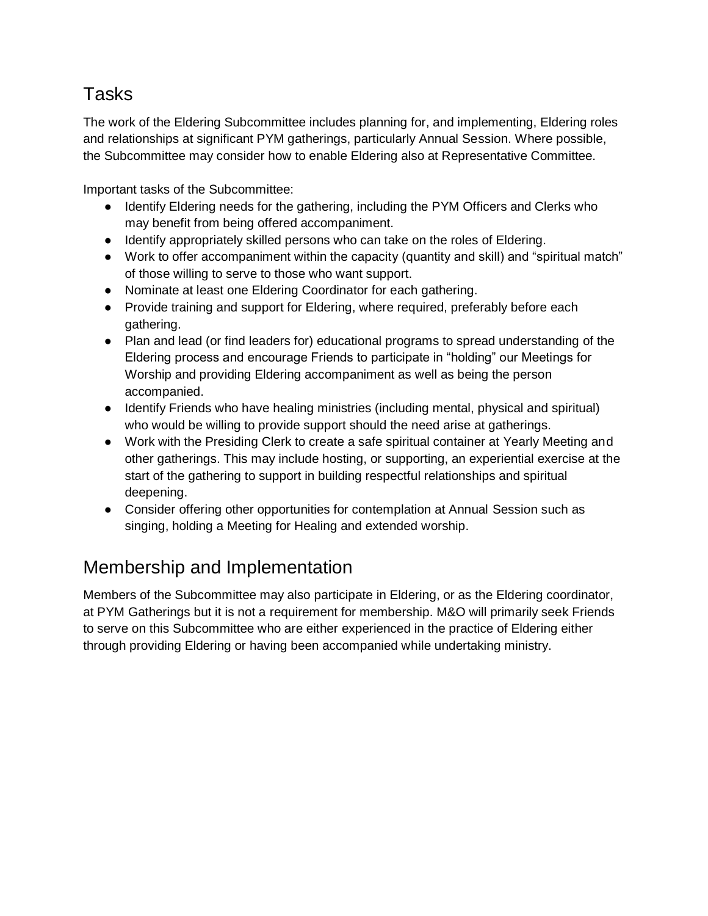## Tasks

The work of the Eldering Subcommittee includes planning for, and implementing, Eldering roles and relationships at significant PYM gatherings, particularly Annual Session. Where possible, the Subcommittee may consider how to enable Eldering also at Representative Committee.

Important tasks of the Subcommittee:

- Identify Eldering needs for the gathering, including the PYM Officers and Clerks who may benefit from being offered accompaniment.
- Identify appropriately skilled persons who can take on the roles of Eldering.
- Work to offer accompaniment within the capacity (quantity and skill) and "spiritual match" of those willing to serve to those who want support.
- Nominate at least one Eldering Coordinator for each gathering.
- Provide training and support for Eldering, where required, preferably before each gathering.
- Plan and lead (or find leaders for) educational programs to spread understanding of the Eldering process and encourage Friends to participate in "holding" our Meetings for Worship and providing Eldering accompaniment as well as being the person accompanied.
- Identify Friends who have healing ministries (including mental, physical and spiritual) who would be willing to provide support should the need arise at gatherings.
- Work with the Presiding Clerk to create a safe spiritual container at Yearly Meeting and other gatherings. This may include hosting, or supporting, an experiential exercise at the start of the gathering to support in building respectful relationships and spiritual deepening.
- Consider offering other opportunities for contemplation at Annual Session such as singing, holding a Meeting for Healing and extended worship.

## Membership and Implementation

Members of the Subcommittee may also participate in Eldering, or as the Eldering coordinator, at PYM Gatherings but it is not a requirement for membership. M&O will primarily seek Friends to serve on this Subcommittee who are either experienced in the practice of Eldering either through providing Eldering or having been accompanied while undertaking ministry.